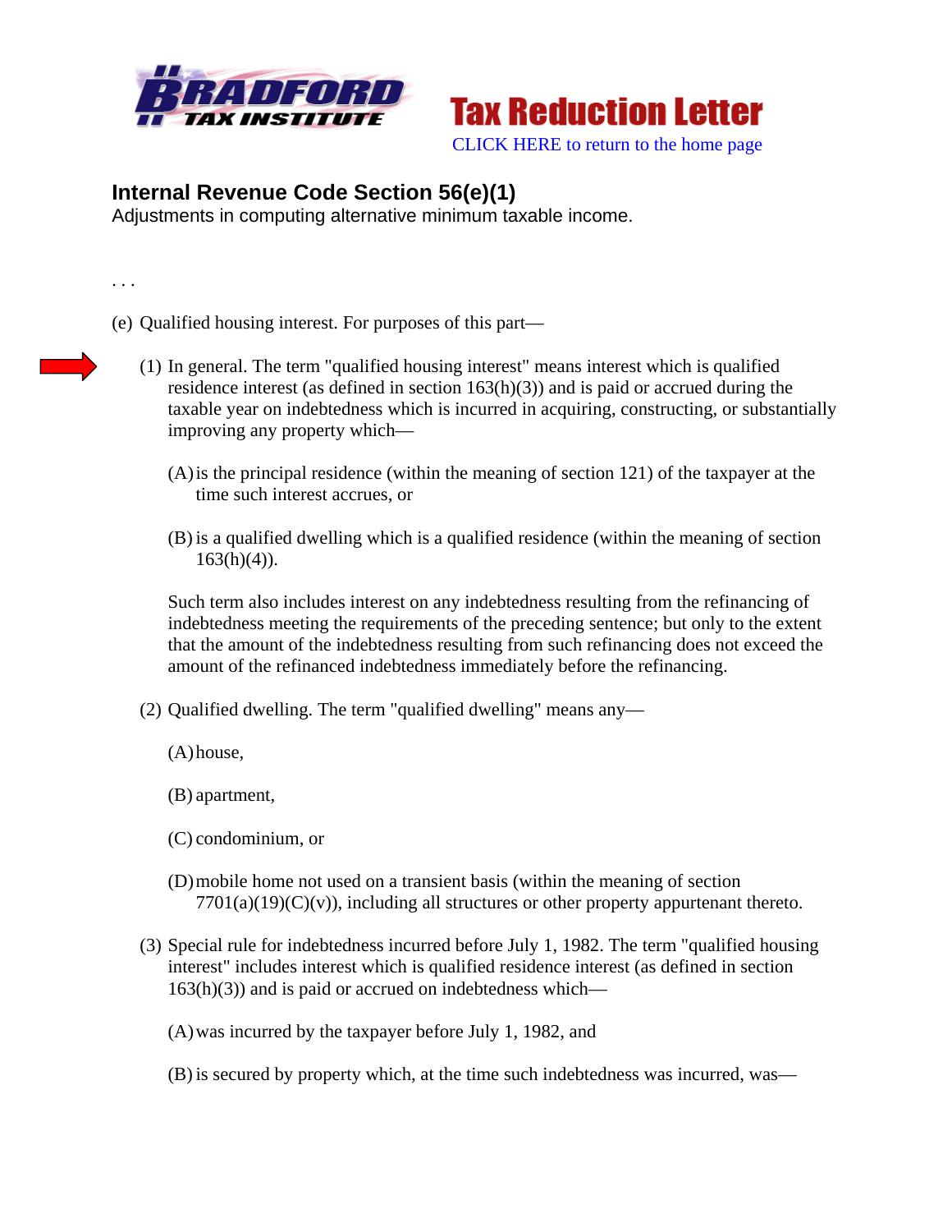Bradford Tax Institute — Tax Reduction Letter

CLICK HERE to return to the home page

## Internal Revenue Code Section 56(e)(1)

Adjustments in computing alternative minimum taxable income.

. . .

(e) Qualified housing interest. For purposes of this part—

(1) In general. The term "qualified housing interest" means interest which is qualified residence interest (as defined in section 163(h)(3)) and is paid or accrued during the taxable year on indebtedness which is incurred in acquiring, constructing, or substantially improving any property which—

(A) is the principal residence (within the meaning of section 121) of the taxpayer at the time such interest accrues, or

(B) is a qualified dwelling which is a qualified residence (within the meaning of section 163(h)(4)).

Such term also includes interest on any indebtedness resulting from the refinancing of indebtedness meeting the requirements of the preceding sentence; but only to the extent that the amount of the indebtedness resulting from such refinancing does not exceed the amount of the refinanced indebtedness immediately before the refinancing.

(2) Qualified dwelling. The term "qualified dwelling" means any—

(A) house,

(B) apartment,

(C) condominium, or

(D) mobile home not used on a transient basis (within the meaning of section 7701(a)(19)(C)(v)), including all structures or other property appurtenant thereto.

(3) Special rule for indebtedness incurred before July 1, 1982. The term "qualified housing interest" includes interest which is qualified residence interest (as defined in section 163(h)(3)) and is paid or accrued on indebtedness which—

(A) was incurred by the taxpayer before July 1, 1982, and

(B) is secured by property which, at the time such indebtedness was incurred, was—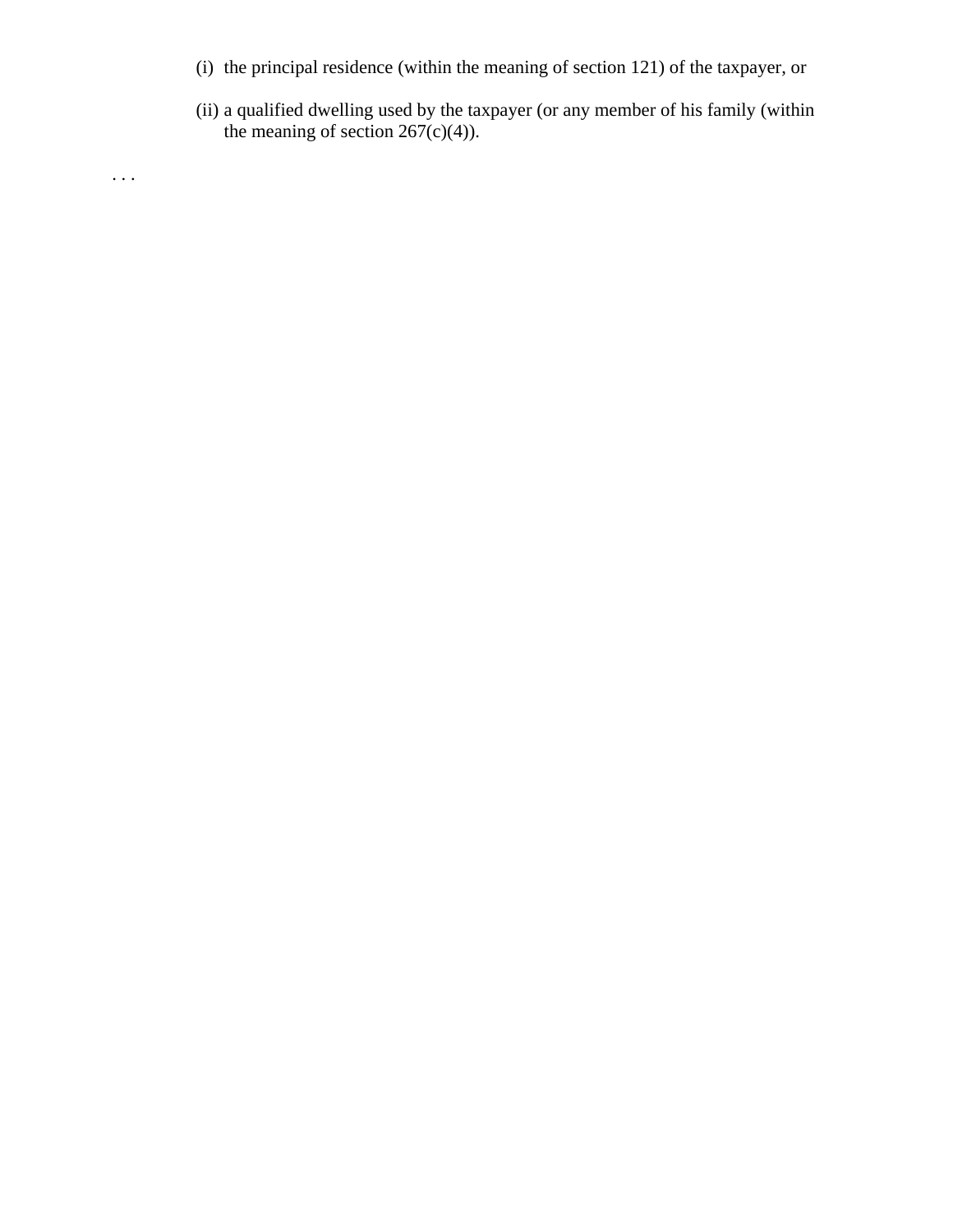(i) the principal residence (within the meaning of section 121) of the taxpayer, or

(ii) a qualified dwelling used by the taxpayer (or any member of his family (within the meaning of section 267(c)(4)).

. . .